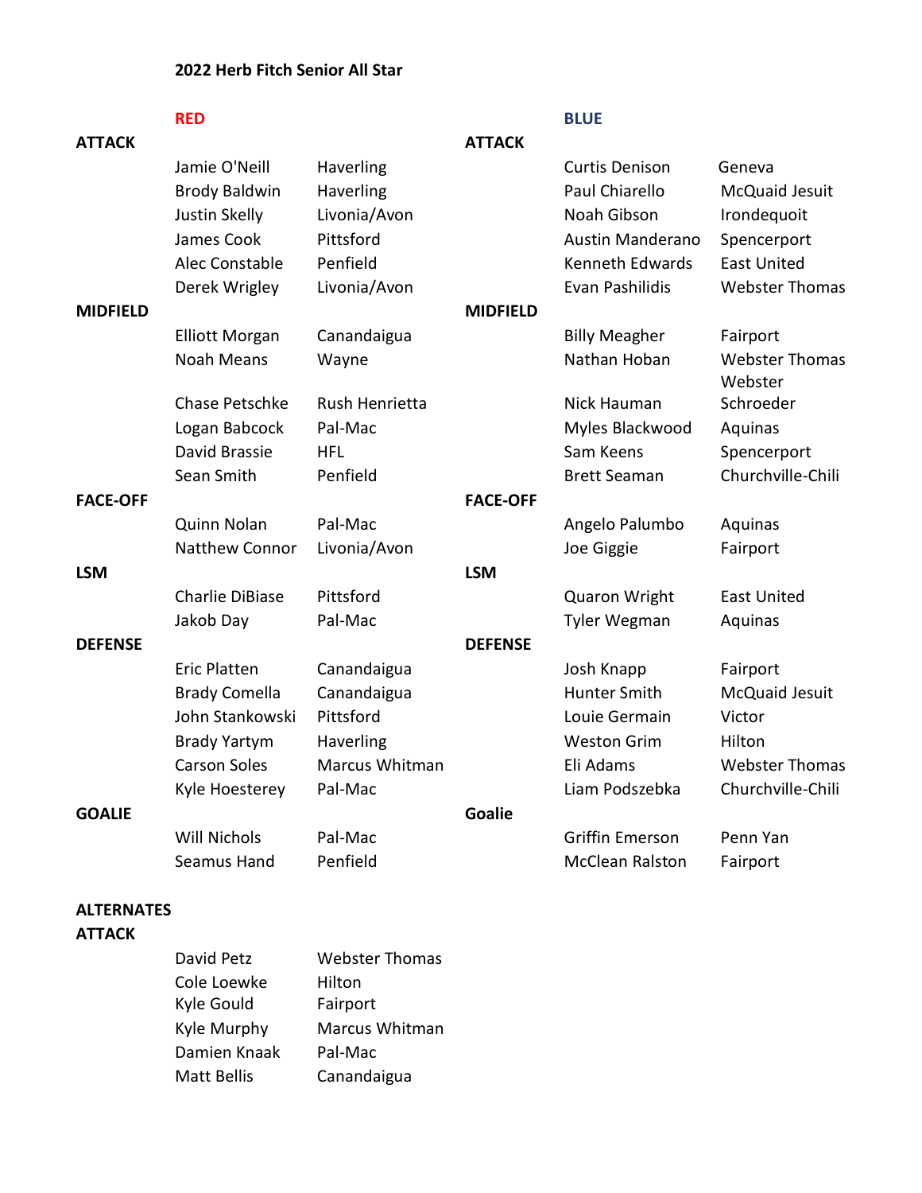# 2022 Herb Fitch Senior All Star

## RED

### ATTACK

| Name | School |
| --- | --- |
| Jamie O'Neill | Haverling |
| Brody Baldwin | Haverling |
| Justin Skelly | Livonia/Avon |
| James Cook | Pittsford |
| Alec Constable | Penfield |
| Derek Wrigley | Livonia/Avon |

### MIDFIELD

| Name | School |
| --- | --- |
| Elliott Morgan | Canandaigua |
| Noah Means | Wayne |
| Chase Petschke | Rush Henrietta |
| Logan Babcock | Pal-Mac |
| David Brassie | HFL |
| Sean Smith | Penfield |

### FACE-OFF

| Name | School |
| --- | --- |
| Quinn Nolan | Pal-Mac |
| Natthew Connor | Livonia/Avon |

### LSM

| Name | School |
| --- | --- |
| Charlie DiBiase | Pittsford |
| Jakob Day | Pal-Mac |

### DEFENSE

| Name | School |
| --- | --- |
| Eric Platten | Canandaigua |
| Brady Comella | Canandaigua |
| John Stankowski | Pittsford |
| Brady Yartym | Haverling |
| Carson Soles | Marcus Whitman |
| Kyle Hoesterey | Pal-Mac |

### GOALIE

| Name | School |
| --- | --- |
| Will Nichols | Pal-Mac |
| Seamus Hand | Penfield |

## BLUE

### ATTACK

| Name | School |
| --- | --- |
| Curtis Denison | Geneva |
| Paul Chiarello | McQuaid Jesuit |
| Noah Gibson | Irondequoit |
| Austin Manderano | Spencerport |
| Kenneth Edwards | East United |
| Evan Pashilidis | Webster Thomas |

### MIDFIELD

| Name | School |
| --- | --- |
| Billy Meagher | Fairport |
| Nathan Hoban | Webster Thomas |
| Nick Hauman | Webster Schroeder |
| Myles Blackwood | Aquinas |
| Sam Keens | Spencerport |
| Brett Seaman | Churchville-Chili |

### FACE-OFF

| Name | School |
| --- | --- |
| Angelo Palumbo | Aquinas |
| Joe Giggie | Fairport |

### LSM

| Name | School |
| --- | --- |
| Quaron Wright | East United |
| Tyler Wegman | Aquinas |

### DEFENSE

| Name | School |
| --- | --- |
| Josh Knapp | Fairport |
| Hunter Smith | McQuaid Jesuit |
| Louie Germain | Victor |
| Weston Grim | Hilton |
| Eli Adams | Webster Thomas |
| Liam Podszebka | Churchville-Chili |

### Goalie

| Name | School |
| --- | --- |
| Griffin Emerson | Penn Yan |
| McClean Ralston | Fairport |

## ALTERNATES

### ATTACK

| Name | School |
| --- | --- |
| David Petz | Webster Thomas |
| Cole Loewke | Hilton |
| Kyle Gould | Fairport |
| Kyle Murphy | Marcus Whitman |
| Damien Knaak | Pal-Mac |
| Matt Bellis | Canandaigua |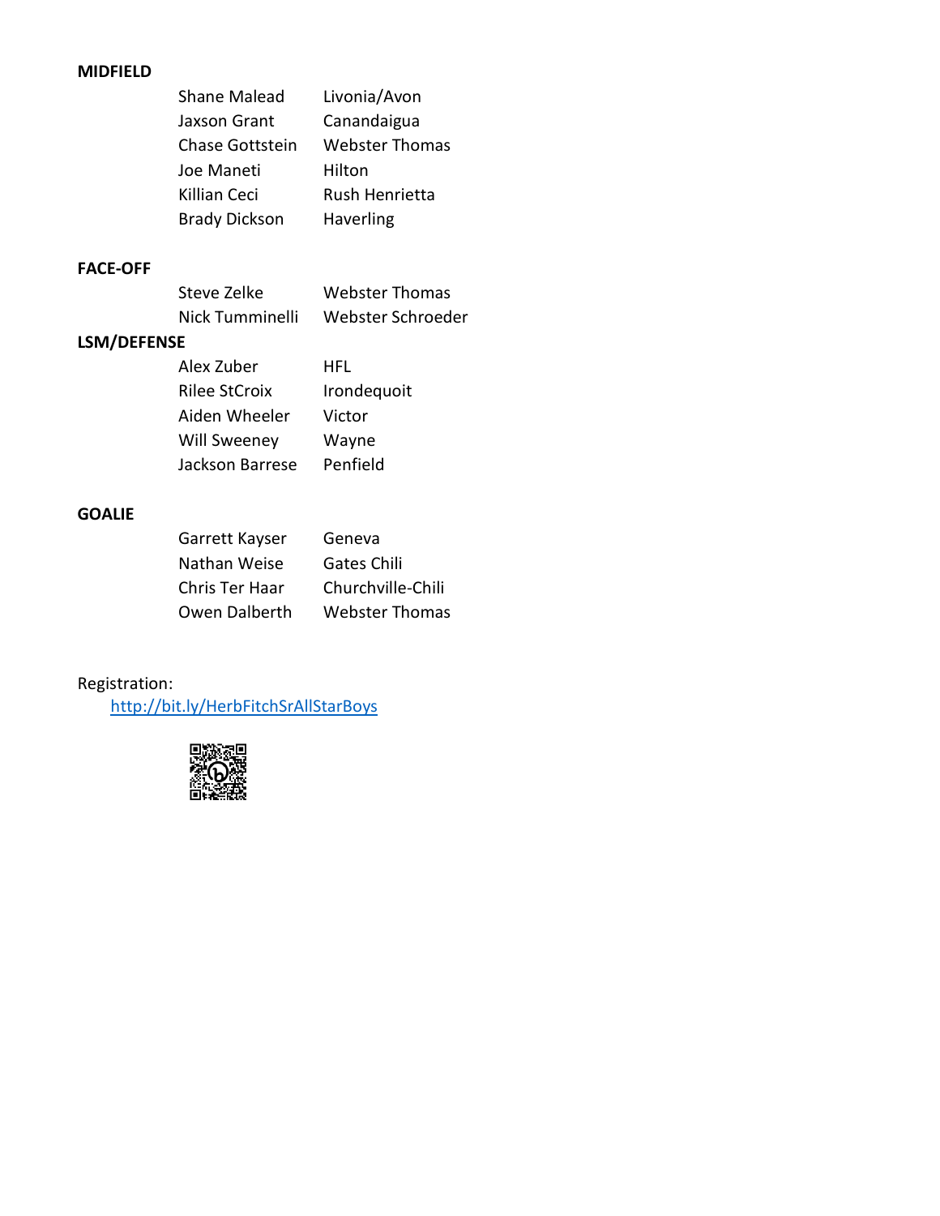**MIDFIELD**

| | |
|---|---|
| Shane Malead | Livonia/Avon |
| Jaxson Grant | Canandaigua |
| Chase Gottstein | Webster Thomas |
| Joe Maneti | Hilton |
| Killian Ceci | Rush Henrietta |
| Brady Dickson | Haverling |

**FACE-OFF**

| | |
|---|---|
| Steve Zelke | Webster Thomas |
| Nick Tumminelli | Webster Schroeder |

**LSM/DEFENSE**

| | |
|---|---|
| Alex Zuber | HFL |
| Rilee StCroix | Irondequoit |
| Aiden Wheeler | Victor |
| Will Sweeney | Wayne |
| Jackson Barrese | Penfield |

**GOALIE**

| | |
|---|---|
| Garrett Kayser | Geneva |
| Nathan Weise | Gates Chili |
| Chris Ter Haar | Churchville-Chili |
| Owen Dalberth | Webster Thomas |

Registration:

http://bit.ly/HerbFitchSrAllStarBoys